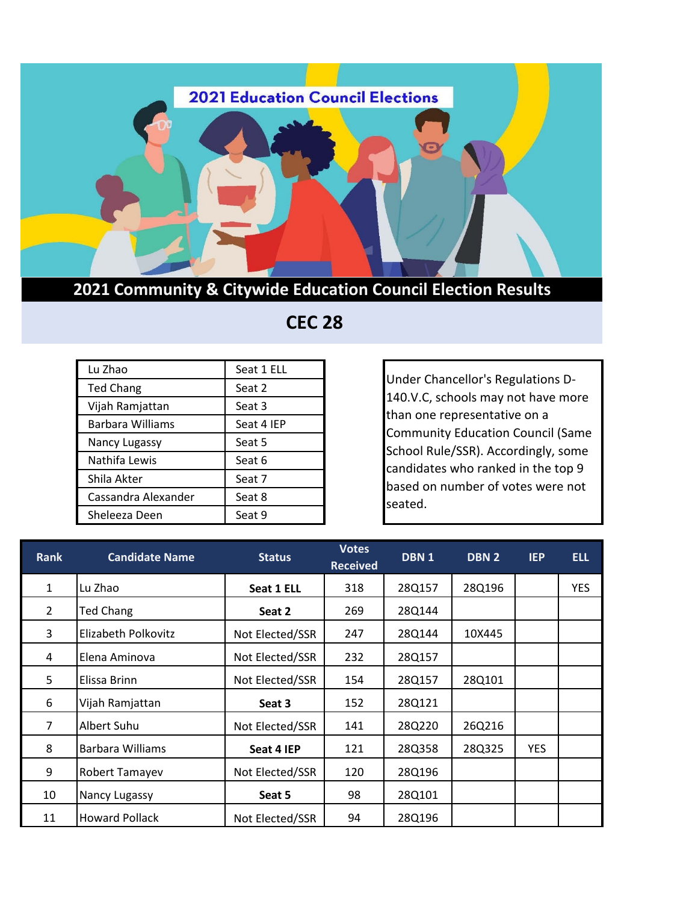# 2021 Education Council Elections

## 2021 Community & Citywide Education Council Election Results

## CEC 28

| | |
|---|---|
| Lu Zhao | Seat 1 ELL |
| Ted Chang | Seat 2 |
| Vijah Ramjattan | Seat 3 |
| Barbara Williams | Seat 4 IEP |
| Nancy Lugassy | Seat 5 |
| Nathifa Lewis | Seat 6 |
| Shila Akter | Seat 7 |
| Cassandra Alexander | Seat 8 |
| Sheleeza Deen | Seat 9 |

Under Chancellor's Regulations D-140.V.C, schools may not have more than one representative on a Community Education Council (Same School Rule/SSR). Accordingly, some candidates who ranked in the top 9 based on number of votes were not seated.

| Rank | Candidate Name | Status | Votes Received | DBN 1 | DBN 2 | IEP | ELL |
|---|---|---|---|---|---|---|---|
| 1 | Lu Zhao | **Seat 1 ELL** | 318 | 28Q157 | 28Q196 | | YES |
| 2 | Ted Chang | **Seat 2** | 269 | 28Q144 | | | |
| 3 | Elizabeth Polkovitz | Not Elected/SSR | 247 | 28Q144 | 10X445 | | |
| 4 | Elena Aminova | Not Elected/SSR | 232 | 28Q157 | | | |
| 5 | Elissa Brinn | Not Elected/SSR | 154 | 28Q157 | 28Q101 | | |
| 6 | Vijah Ramjattan | **Seat 3** | 152 | 28Q121 | | | |
| 7 | Albert Suhu | Not Elected/SSR | 141 | 28Q220 | 26Q216 | | |
| 8 | Barbara Williams | **Seat 4 IEP** | 121 | 28Q358 | 28Q325 | YES | |
| 9 | Robert Tamayev | Not Elected/SSR | 120 | 28Q196 | | | |
| 10 | Nancy Lugassy | **Seat 5** | 98 | 28Q101 | | | |
| 11 | Howard Pollack | Not Elected/SSR | 94 | 28Q196 | | | |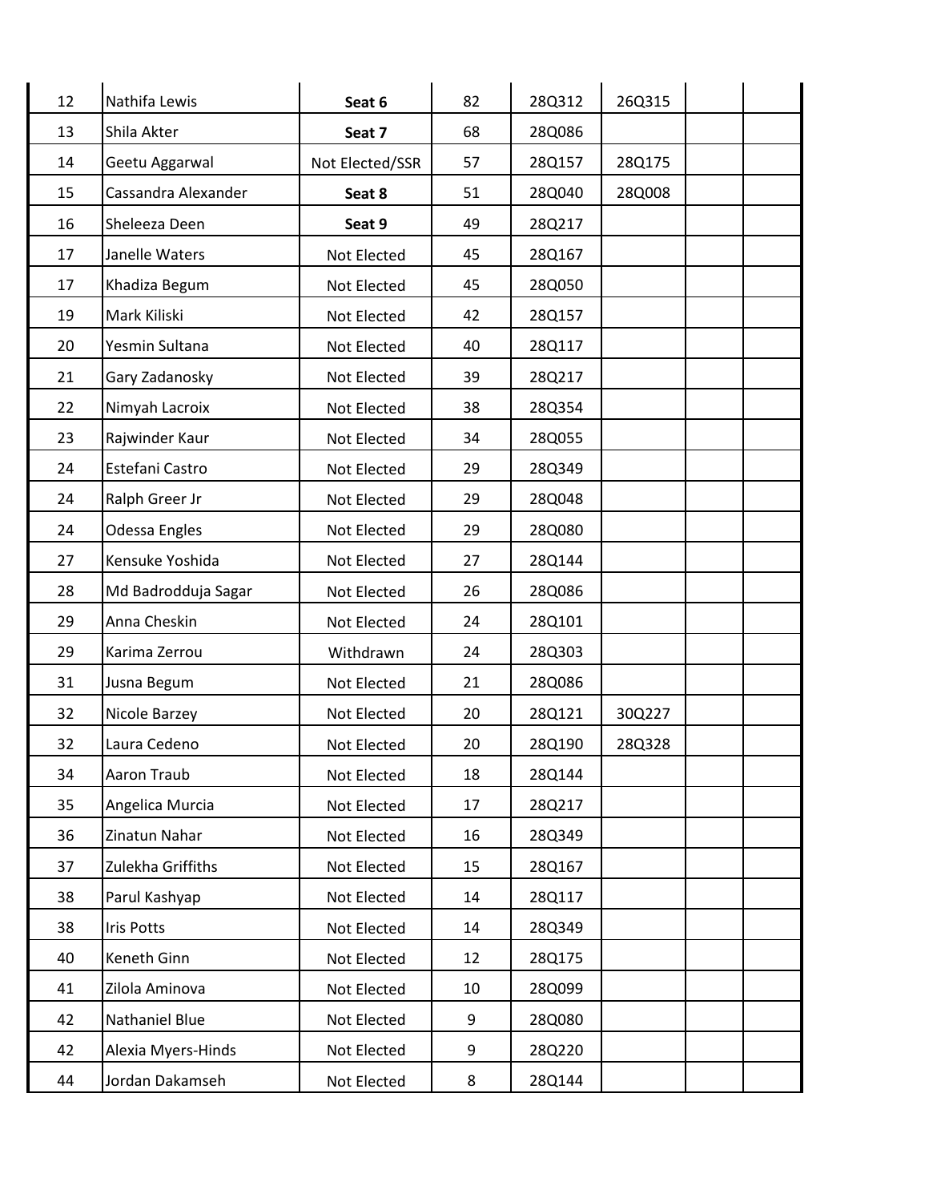| | | | | | | | |
|---|---|---|---|---|---|---|---|
| 12 | Nathifa Lewis | **Seat 6** | 82 | 28Q312 | 26Q315 | | |
| 13 | Shila Akter | **Seat 7** | 68 | 28Q086 | | | |
| 14 | Geetu Aggarwal | Not Elected/SSR | 57 | 28Q157 | 28Q175 | | |
| 15 | Cassandra Alexander | **Seat 8** | 51 | 28Q040 | 28Q008 | | |
| 16 | Sheleeza Deen | **Seat 9** | 49 | 28Q217 | | | |
| 17 | Janelle Waters | Not Elected | 45 | 28Q167 | | | |
| 17 | Khadiza Begum | Not Elected | 45 | 28Q050 | | | |
| 19 | Mark Kiliski | Not Elected | 42 | 28Q157 | | | |
| 20 | Yesmin Sultana | Not Elected | 40 | 28Q117 | | | |
| 21 | Gary Zadanosky | Not Elected | 39 | 28Q217 | | | |
| 22 | Nimyah Lacroix | Not Elected | 38 | 28Q354 | | | |
| 23 | Rajwinder Kaur | Not Elected | 34 | 28Q055 | | | |
| 24 | Estefani Castro | Not Elected | 29 | 28Q349 | | | |
| 24 | Ralph Greer Jr | Not Elected | 29 | 28Q048 | | | |
| 24 | Odessa Engles | Not Elected | 29 | 28Q080 | | | |
| 27 | Kensuke Yoshida | Not Elected | 27 | 28Q144 | | | |
| 28 | Md Badrodduja Sagar | Not Elected | 26 | 28Q086 | | | |
| 29 | Anna Cheskin | Not Elected | 24 | 28Q101 | | | |
| 29 | Karima Zerrou | Withdrawn | 24 | 28Q303 | | | |
| 31 | Jusna Begum | Not Elected | 21 | 28Q086 | | | |
| 32 | Nicole Barzey | Not Elected | 20 | 28Q121 | 30Q227 | | |
| 32 | Laura Cedeno | Not Elected | 20 | 28Q190 | 28Q328 | | |
| 34 | Aaron Traub | Not Elected | 18 | 28Q144 | | | |
| 35 | Angelica Murcia | Not Elected | 17 | 28Q217 | | | |
| 36 | Zinatun Nahar | Not Elected | 16 | 28Q349 | | | |
| 37 | Zulekha Griffiths | Not Elected | 15 | 28Q167 | | | |
| 38 | Parul Kashyap | Not Elected | 14 | 28Q117 | | | |
| 38 | Iris Potts | Not Elected | 14 | 28Q349 | | | |
| 40 | Keneth Ginn | Not Elected | 12 | 28Q175 | | | |
| 41 | Zilola Aminova | Not Elected | 10 | 28Q099 | | | |
| 42 | Nathaniel Blue | Not Elected | 9 | 28Q080 | | | |
| 42 | Alexia Myers-Hinds | Not Elected | 9 | 28Q220 | | | |
| 44 | Jordan Dakamseh | Not Elected | 8 | 28Q144 | | | |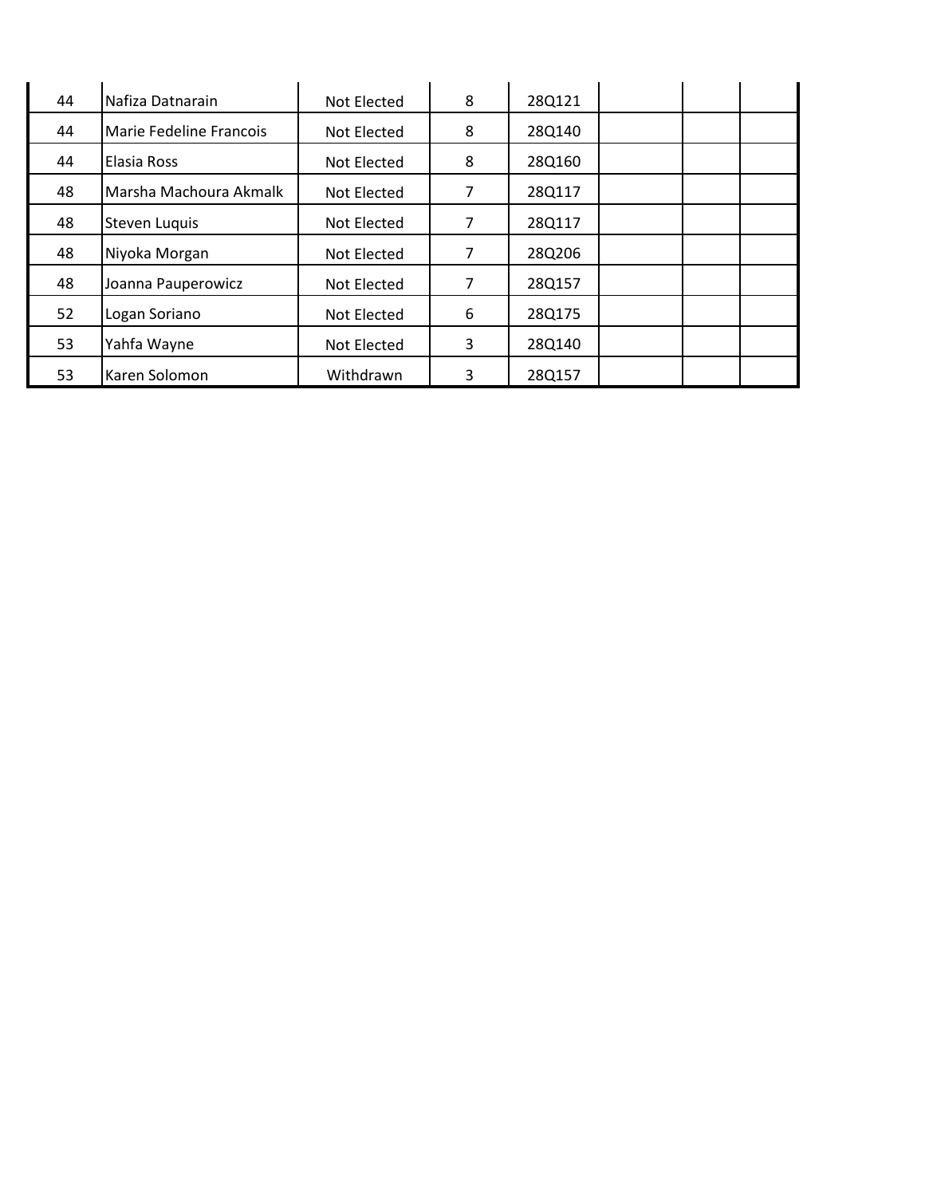| | | | | | | | |
|---|---|---|---|---|---|---|---|
| 44 | Nafiza Datnarain | Not Elected | 8 | 28Q121 | | | |
| 44 | Marie Fedeline Francois | Not Elected | 8 | 28Q140 | | | |
| 44 | Elasia Ross | Not Elected | 8 | 28Q160 | | | |
| 48 | Marsha Machoura Akmalk | Not Elected | 7 | 28Q117 | | | |
| 48 | Steven Luquis | Not Elected | 7 | 28Q117 | | | |
| 48 | Niyoka Morgan | Not Elected | 7 | 28Q206 | | | |
| 48 | Joanna Pauperowicz | Not Elected | 7 | 28Q157 | | | |
| 52 | Logan Soriano | Not Elected | 6 | 28Q175 | | | |
| 53 | Yahfa Wayne | Not Elected | 3 | 28Q140 | | | |
| 53 | Karen Solomon | Withdrawn | 3 | 28Q157 | | | |